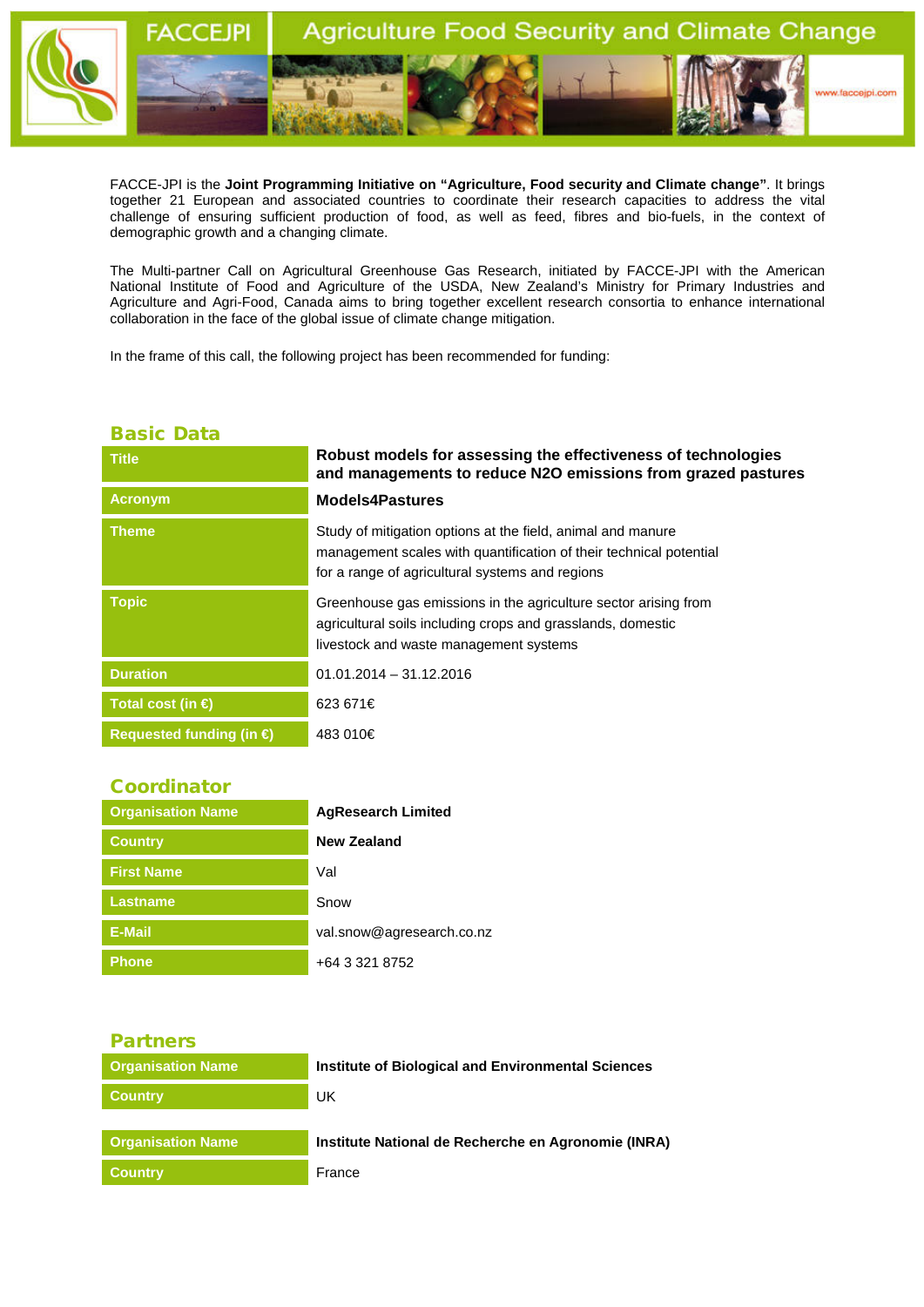# FACCEJPI — Agriculture Food Security and Climate Change

FACCE-JPI is the **Joint Programming Initiative on "Agriculture, Food security and Climate change"**. It brings together 21 European and associated countries to coordinate their research capacities to address the vital challenge of ensuring sufficient production of food, as well as feed, fibres and bio-fuels, in the context of demographic growth and a changing climate.

The Multi-partner Call on Agricultural Greenhouse Gas Research, initiated by FACCE-JPI with the American National Institute of Food and Agriculture of the USDA, New Zealand's Ministry for Primary Industries and Agriculture and Agri-Food, Canada aims to bring together excellent research consortia to enhance international collaboration in the face of the global issue of climate change mitigation.

In the frame of this call, the following project has been recommended for funding:

## Basic Data

| | |
|---|---|
| **Title** | **Robust models for assessing the effectiveness of technologies and managements to reduce N2O emissions from grazed pastures** |
| **Acronym** | **Models4Pastures** |
| **Theme** | Study of mitigation options at the field, animal and manure management scales with quantification of their technical potential for a range of agricultural systems and regions |
| **Topic** | Greenhouse gas emissions in the agriculture sector arising from agricultural soils including crops and grasslands, domestic livestock and waste management systems |
| **Duration** | 01.01.2014 – 31.12.2016 |
| **Total cost (in €)** | 623 671€ |
| **Requested funding (in €)** | 483 010€ |

## Coordinator

| | |
|---|---|
| **Organisation Name** | **AgResearch Limited** |
| **Country** | **New Zealand** |
| **First Name** | Val |
| **Lastname** | Snow |
| **E-Mail** | val.snow@agresearch.co.nz |
| **Phone** | +64 3 321 8752 |

## Partners

| | |
|---|---|
| **Organisation Name** | **Institute of Biological and Environmental Sciences** |
| **Country** | UK |

| | |
|---|---|
| **Organisation Name** | **Institute National de Recherche en Agronomie (INRA)** |
| **Country** | France |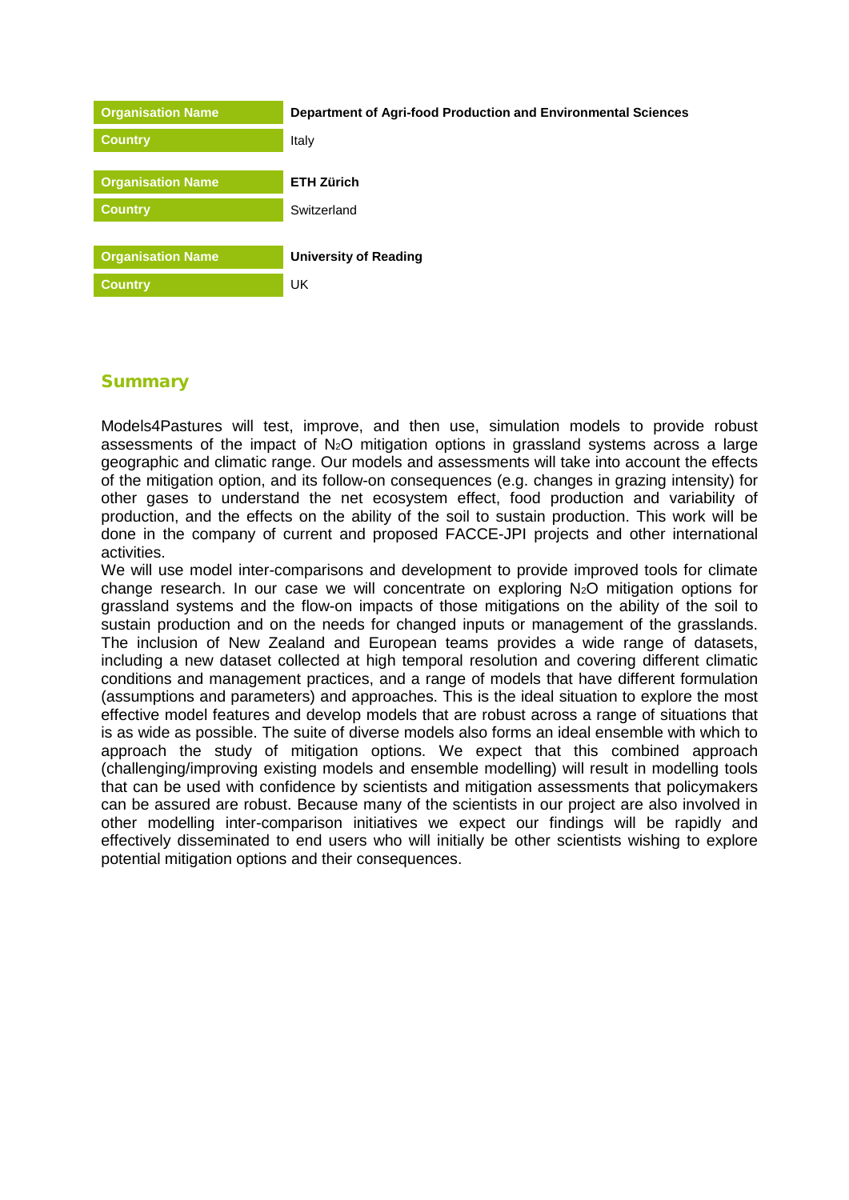| | |
|---|---|
| **Organisation Name** | **Department of Agri-food Production and Environmental Sciences** |
| **Country** | Italy |

| | |
|---|---|
| **Organisation Name** | **ETH Zürich** |
| **Country** | Switzerland |

| | |
|---|---|
| **Organisation Name** | **University of Reading** |
| **Country** | UK |

## Summary

Models4Pastures will test, improve, and then use, simulation models to provide robust assessments of the impact of $N_2O$ mitigation options in grassland systems across a large geographic and climatic range. Our models and assessments will take into account the effects of the mitigation option, and its follow-on consequences (e.g. changes in grazing intensity) for other gases to understand the net ecosystem effect, food production and variability of production, and the effects on the ability of the soil to sustain production. This work will be done in the company of current and proposed FACCE-JPI projects and other international activities.

We will use model inter-comparisons and development to provide improved tools for climate change research. In our case we will concentrate on exploring $N_2O$ mitigation options for grassland systems and the flow-on impacts of those mitigations on the ability of the soil to sustain production and on the needs for changed inputs or management of the grasslands. The inclusion of New Zealand and European teams provides a wide range of datasets, including a new dataset collected at high temporal resolution and covering different climatic conditions and management practices, and a range of models that have different formulation (assumptions and parameters) and approaches. This is the ideal situation to explore the most effective model features and develop models that are robust across a range of situations that is as wide as possible. The suite of diverse models also forms an ideal ensemble with which to approach the study of mitigation options. We expect that this combined approach (challenging/improving existing models and ensemble modelling) will result in modelling tools that can be used with confidence by scientists and mitigation assessments that policymakers can be assured are robust. Because many of the scientists in our project are also involved in other modelling inter-comparison initiatives we expect our findings will be rapidly and effectively disseminated to end users who will initially be other scientists wishing to explore potential mitigation options and their consequences.